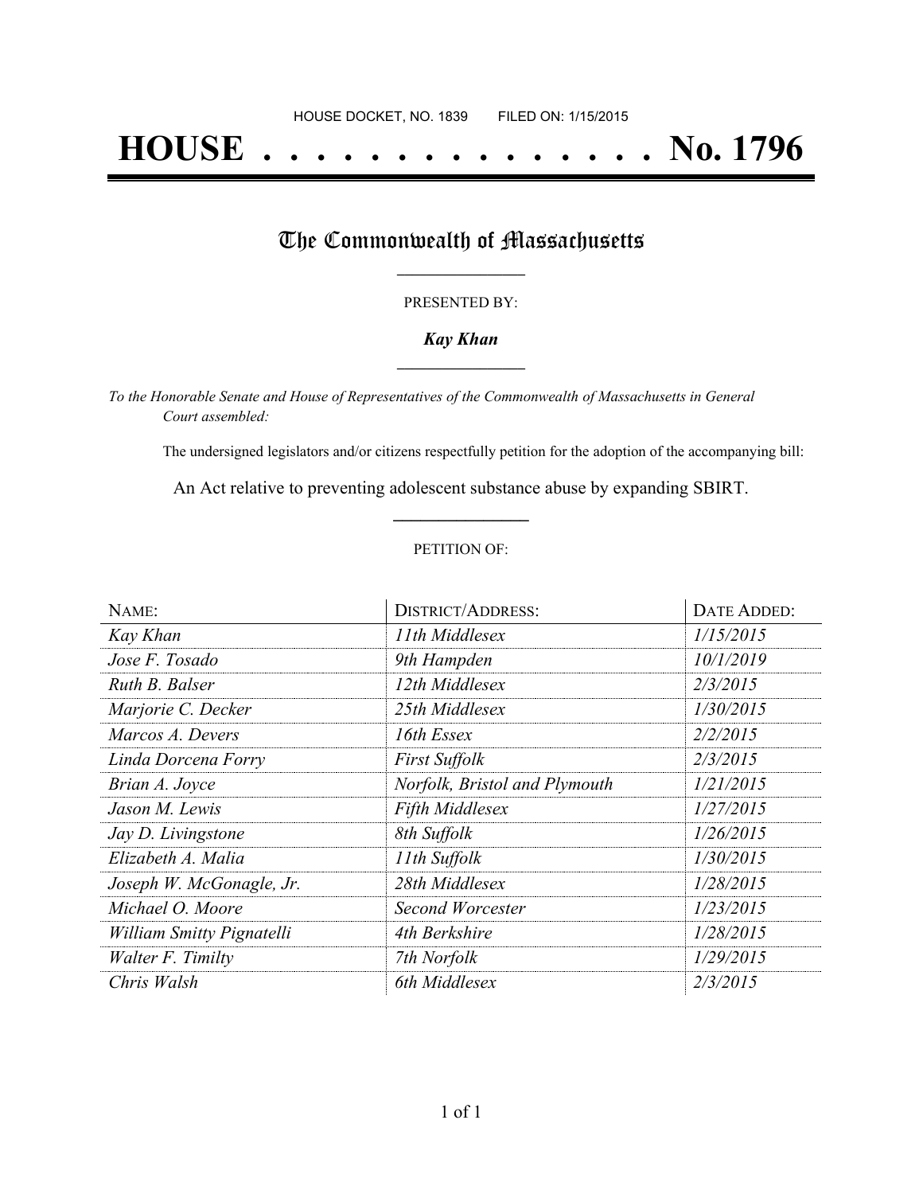HOUSE DOCKET, NO. 1839 FILED ON: 1/15/2015

# HOUSE . . . . . . . . . . . . . . . No. 1796

## The Commonwealth of Massachusetts

PRESENTED BY:

***Kay Khan***

*To the Honorable Senate and House of Representatives of the Commonwealth of Massachusetts in General Court assembled:*

The undersigned legislators and/or citizens respectfully petition for the adoption of the accompanying bill:

An Act relative to preventing adolescent substance abuse by expanding SBIRT.

PETITION OF:

| NAME: | DISTRICT/ADDRESS: | DATE ADDED: |
|---|---|---|
| *Kay Khan* | *11th Middlesex* | *1/15/2015* |
| *Jose F. Tosado* | *9th Hampden* | *10/1/2019* |
| *Ruth B. Balser* | *12th Middlesex* | *2/3/2015* |
| *Marjorie C. Decker* | *25th Middlesex* | *1/30/2015* |
| *Marcos A. Devers* | *16th Essex* | *2/2/2015* |
| *Linda Dorcena Forry* | *First Suffolk* | *2/3/2015* |
| *Brian A. Joyce* | *Norfolk, Bristol and Plymouth* | *1/21/2015* |
| *Jason M. Lewis* | *Fifth Middlesex* | *1/27/2015* |
| *Jay D. Livingstone* | *8th Suffolk* | *1/26/2015* |
| *Elizabeth A. Malia* | *11th Suffolk* | *1/30/2015* |
| *Joseph W. McGonagle, Jr.* | *28th Middlesex* | *1/28/2015* |
| *Michael O. Moore* | *Second Worcester* | *1/23/2015* |
| *William Smitty Pignatelli* | *4th Berkshire* | *1/28/2015* |
| *Walter F. Timilty* | *7th Norfolk* | *1/29/2015* |
| *Chris Walsh* | *6th Middlesex* | *2/3/2015* |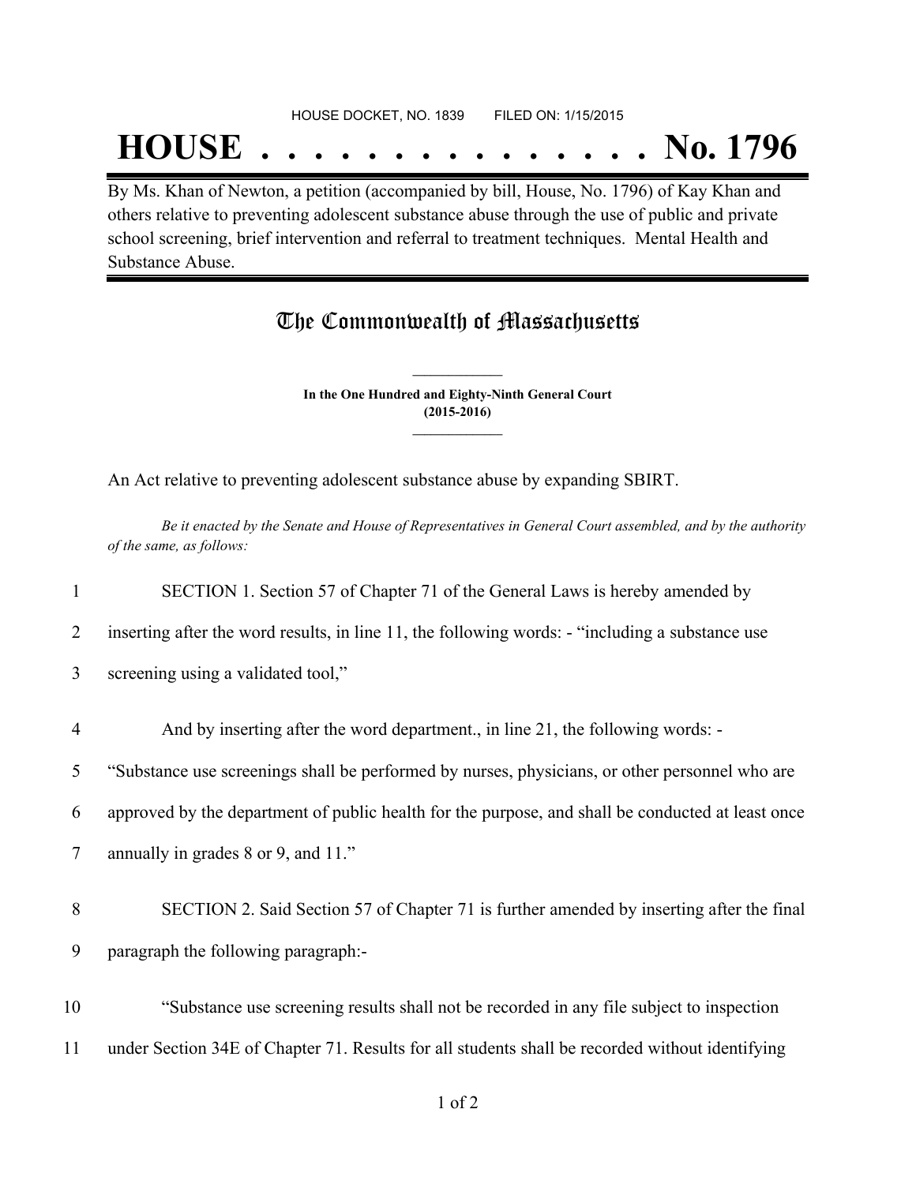HOUSE DOCKET, NO. 1839        FILED ON: 1/15/2015

# HOUSE . . . . . . . . . . . . . . . No. 1796

By Ms. Khan of Newton, a petition (accompanied by bill, House, No. 1796) of Kay Khan and others relative to preventing adolescent substance abuse through the use of public and private school screening, brief intervention and referral to treatment techniques. Mental Health and Substance Abuse.

## The Commonwealth of Massachusetts

**In the One Hundred and Eighty-Ninth General Court**
**(2015-2016)**

An Act relative to preventing adolescent substance abuse by expanding SBIRT.

*Be it enacted by the Senate and House of Representatives in General Court assembled, and by the authority of the same, as follows:*

1 SECTION 1. Section 57 of Chapter 71 of the General Laws is hereby amended by
2 inserting after the word results, in line 11, the following words: - "including a substance use
3 screening using a validated tool,"

4 And by inserting after the word department., in line 21, the following words: -
5 "Substance use screenings shall be performed by nurses, physicians, or other personnel who are
6 approved by the department of public health for the purpose, and shall be conducted at least once
7 annually in grades 8 or 9, and 11."

8 SECTION 2. Said Section 57 of Chapter 71 is further amended by inserting after the final
9 paragraph the following paragraph:-

10 "Substance use screening results shall not be recorded in any file subject to inspection
11 under Section 34E of Chapter 71. Results for all students shall be recorded without identifying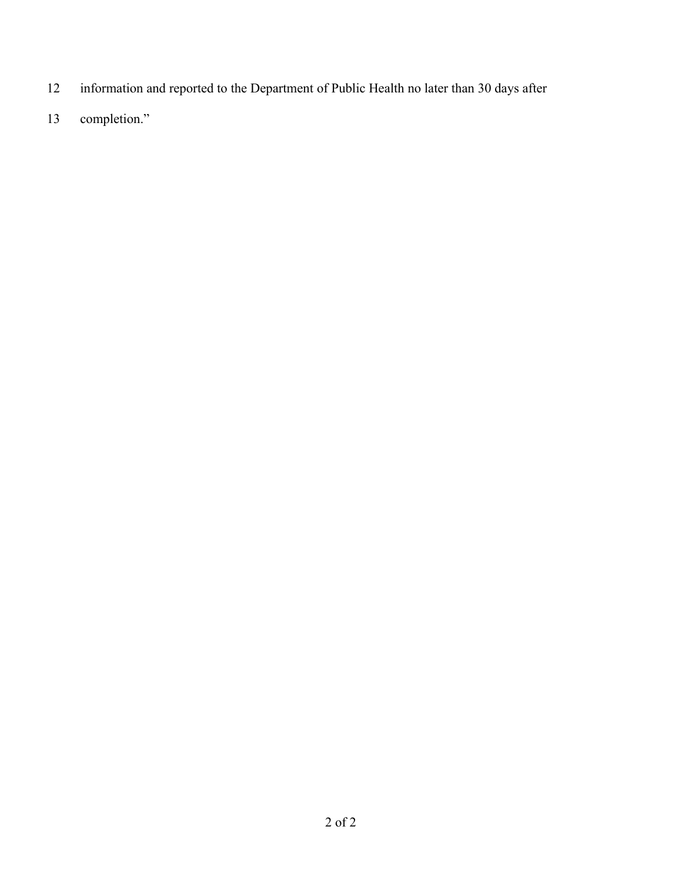information and reported to the Department of Public Health no later than 30 days after completion."